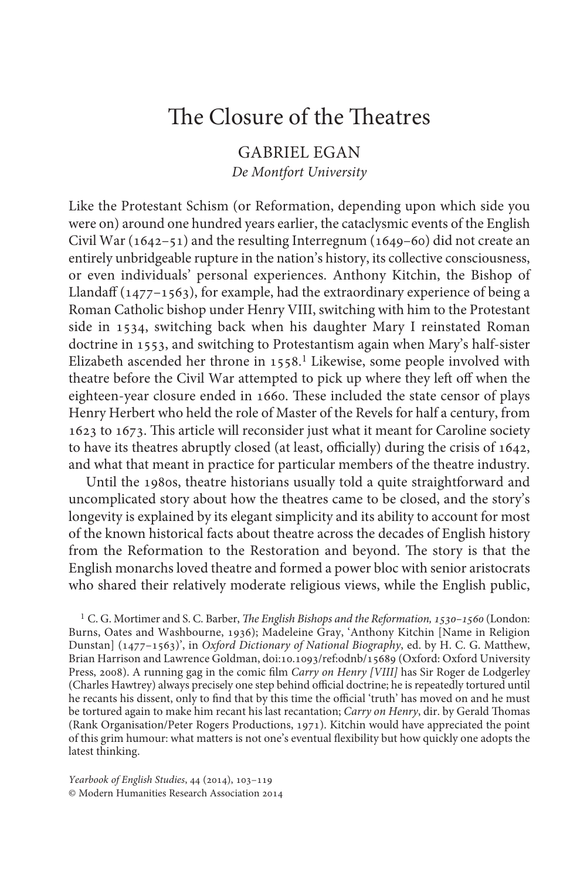# The Closure of the Theatres

GABRIEL EGAN

*De Montfort University*

Like the Protestant Schism (or Reformation, depending upon which side you were on) around one hundred years earlier, the cataclysmic events of the English Civil War (1642–51) and the resulting Interregnum (1649–60) did not create an entirely unbridgeable rupture in the nation's history, its collective consciousness, or even individuals' personal experiences. Anthony Kitchin, the Bishop of Llandaff (1477–1563), for example, had the extraordinary experience of being a Roman Catholic bishop under Henry VIII, switching with him to the Protestant side in 1534, switching back when his daughter Mary I reinstated Roman doctrine in 1553, and switching to Protestantism again when Mary's half-sister Elizabeth ascended her throne in 1558.[1] Likewise, some people involved with theatre before the Civil War attempted to pick up where they left off when the eighteen-year closure ended in 1660. These included the state censor of plays Henry Herbert who held the role of Master of the Revels for half a century, from 1623 to 1673. This article will reconsider just what it meant for Caroline society to have its theatres abruptly closed (at least, officially) during the crisis of 1642, and what that meant in practice for particular members of the theatre industry.

Until the 1980s, theatre historians usually told a quite straightforward and uncomplicated story about how the theatres came to be closed, and the story's longevity is explained by its elegant simplicity and its ability to account for most of the known historical facts about theatre across the decades of English history from the Reformation to the Restoration and beyond. The story is that the English monarchs loved theatre and formed a power bloc with senior aristocrats who shared their relatively moderate religious views, while the English public,

[1] C. G. Mortimer and S. C. Barber, *The English Bishops and the Reformation, 1530–1560* (London: Burns, Oates and Washbourne, 1936); Madeleine Gray, 'Anthony Kitchin [Name in Religion Dunstan] (1477–1563)', in *Oxford Dictionary of National Biography*, ed. by H. C. G. Matthew, Brian Harrison and Lawrence Goldman, doi:10.1093/ref:odnb/15689 (Oxford: Oxford University Press, 2008). A running gag in the comic film *Carry on Henry [VIII]* has Sir Roger de Lodgerley (Charles Hawtrey) always precisely one step behind official doctrine; he is repeatedly tortured until he recants his dissent, only to find that by this time the official 'truth' has moved on and he must be tortured again to make him recant his last recantation; *Carry on Henry*, dir. by Gerald Thomas (Rank Organisation/Peter Rogers Productions, 1971). Kitchin would have appreciated the point of this grim humour: what matters is not one's eventual flexibility but how quickly one adopts the latest thinking.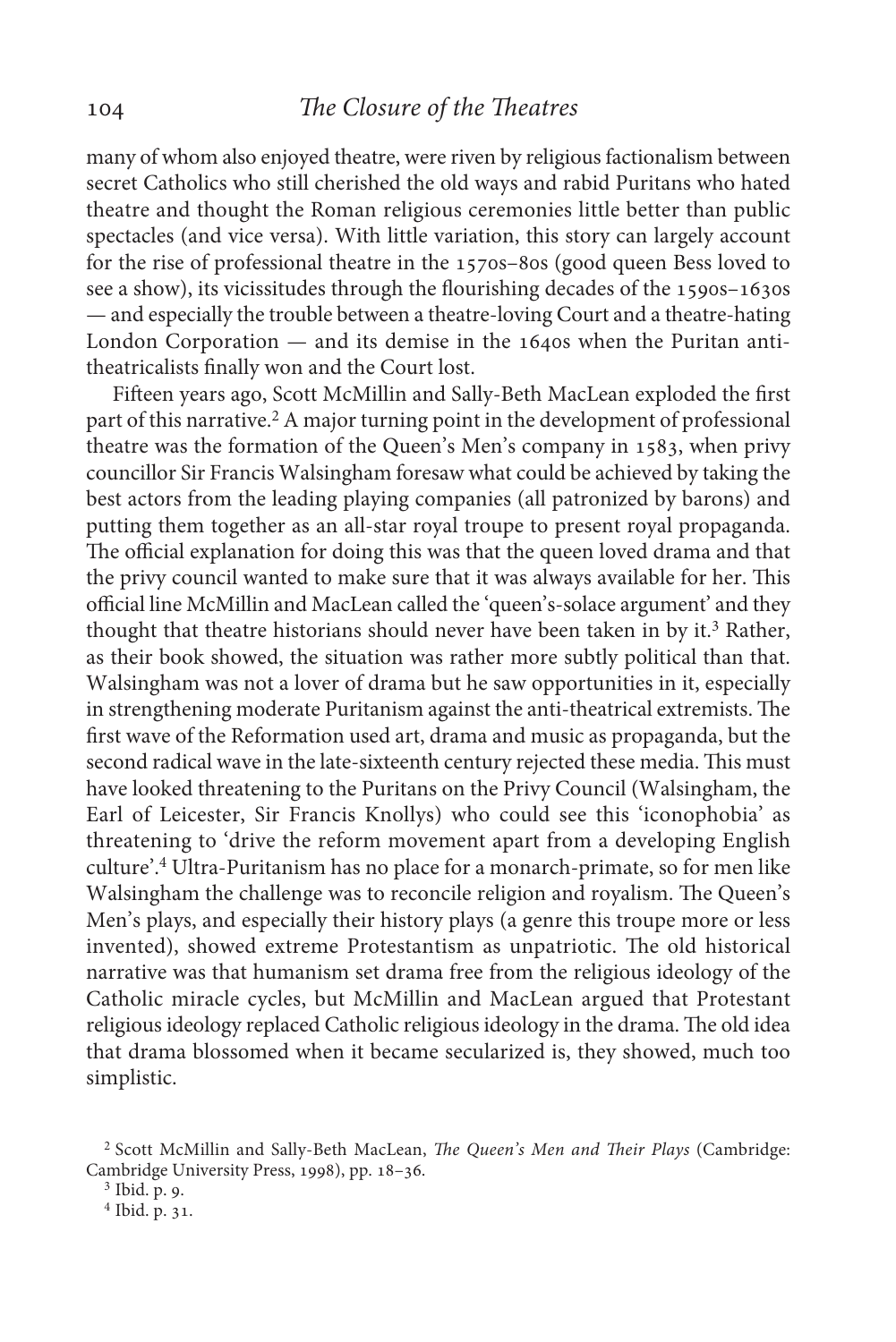many of whom also enjoyed theatre, were riven by religious factionalism between secret Catholics who still cherished the old ways and rabid Puritans who hated theatre and thought the Roman religious ceremonies little better than public spectacles (and vice versa). With little variation, this story can largely account for the rise of professional theatre in the 1570s–80s (good queen Bess loved to see a show), its vicissitudes through the flourishing decades of the 1590s–1630s — and especially the trouble between a theatre-loving Court and a theatre-hating London Corporation — and its demise in the 1640s when the Puritan anti-theatricalists finally won and the Court lost.

Fifteen years ago, Scott McMillin and Sally-Beth MacLean exploded the first part of this narrative.[2] A major turning point in the development of professional theatre was the formation of the Queen's Men's company in 1583, when privy councillor Sir Francis Walsingham foresaw what could be achieved by taking the best actors from the leading playing companies (all patronized by barons) and putting them together as an all-star royal troupe to present royal propaganda. The official explanation for doing this was that the queen loved drama and that the privy council wanted to make sure that it was always available for her. This official line McMillin and MacLean called the 'queen's-solace argument' and they thought that theatre historians should never have been taken in by it.[3] Rather, as their book showed, the situation was rather more subtly political than that. Walsingham was not a lover of drama but he saw opportunities in it, especially in strengthening moderate Puritanism against the anti-theatrical extremists. The first wave of the Reformation used art, drama and music as propaganda, but the second radical wave in the late-sixteenth century rejected these media. This must have looked threatening to the Puritans on the Privy Council (Walsingham, the Earl of Leicester, Sir Francis Knollys) who could see this 'iconophobia' as threatening to 'drive the reform movement apart from a developing English culture'.[4] Ultra-Puritanism has no place for a monarch-primate, so for men like Walsingham the challenge was to reconcile religion and royalism. The Queen's Men's plays, and especially their history plays (a genre this troupe more or less invented), showed extreme Protestantism as unpatriotic. The old historical narrative was that humanism set drama free from the religious ideology of the Catholic miracle cycles, but McMillin and MacLean argued that Protestant religious ideology replaced Catholic religious ideology in the drama. The old idea that drama blossomed when it became secularized is, they showed, much too simplistic.

[2] Scott McMillin and Sally-Beth MacLean, *The Queen's Men and Their Plays* (Cambridge: Cambridge University Press, 1998), pp. 18–36.

[3] Ibid. p. 9.

[4] Ibid. p. 31.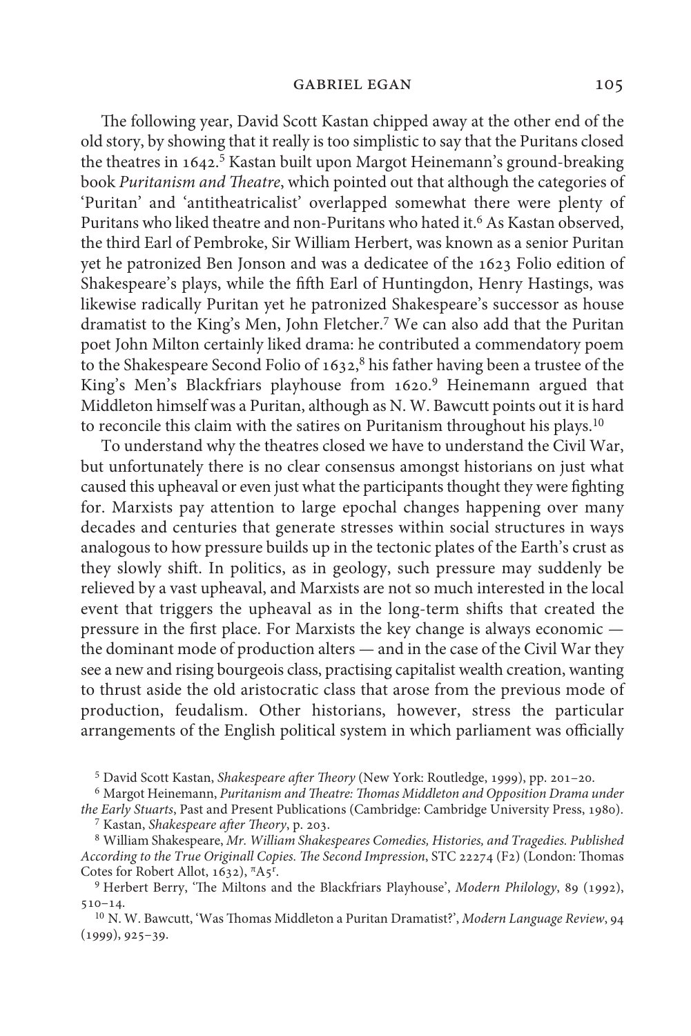The following year, David Scott Kastan chipped away at the other end of the old story, by showing that it really is too simplistic to say that the Puritans closed the theatres in 1642.[5] Kastan built upon Margot Heinemann's ground-breaking book *Puritanism and Theatre*, which pointed out that although the categories of 'Puritan' and 'antitheatricalist' overlapped somewhat there were plenty of Puritans who liked theatre and non-Puritans who hated it.[6] As Kastan observed, the third Earl of Pembroke, Sir William Herbert, was known as a senior Puritan yet he patronized Ben Jonson and was a dedicatee of the 1623 Folio edition of Shakespeare's plays, while the fifth Earl of Huntingdon, Henry Hastings, was likewise radically Puritan yet he patronized Shakespeare's successor as house dramatist to the King's Men, John Fletcher.[7] We can also add that the Puritan poet John Milton certainly liked drama: he contributed a commendatory poem to the Shakespeare Second Folio of 1632,[8] his father having been a trustee of the King's Men's Blackfriars playhouse from 1620.[9] Heinemann argued that Middleton himself was a Puritan, although as N. W. Bawcutt points out it is hard to reconcile this claim with the satires on Puritanism throughout his plays.[10]

To understand why the theatres closed we have to understand the Civil War, but unfortunately there is no clear consensus amongst historians on just what caused this upheaval or even just what the participants thought they were fighting for. Marxists pay attention to large epochal changes happening over many decades and centuries that generate stresses within social structures in ways analogous to how pressure builds up in the tectonic plates of the Earth's crust as they slowly shift. In politics, as in geology, such pressure may suddenly be relieved by a vast upheaval, and Marxists are not so much interested in the local event that triggers the upheaval as in the long-term shifts that created the pressure in the first place. For Marxists the key change is always economic — the dominant mode of production alters — and in the case of the Civil War they see a new and rising bourgeois class, practising capitalist wealth creation, wanting to thrust aside the old aristocratic class that arose from the previous mode of production, feudalism. Other historians, however, stress the particular arrangements of the English political system in which parliament was officially

[5] David Scott Kastan, *Shakespeare after Theory* (New York: Routledge, 1999), pp. 201–20.

[6] Margot Heinemann, *Puritanism and Theatre: Thomas Middleton and Opposition Drama under the Early Stuarts*, Past and Present Publications (Cambridge: Cambridge University Press, 1980).

[7] Kastan, *Shakespeare after Theory*, p. 203.

[8] William Shakespeare, *Mr. William Shakespeares Comedies, Histories, and Tragedies. Published According to the True Originall Copies. The Second Impression*, STC 22274 (F2) (London: Thomas Cotes for Robert Allot, 1632), πA5r.

[9] Herbert Berry, 'The Miltons and the Blackfriars Playhouse', *Modern Philology*, 89 (1992), 510–14.

[10] N. W. Bawcutt, 'Was Thomas Middleton a Puritan Dramatist?', *Modern Language Review*, 94 (1999), 925–39.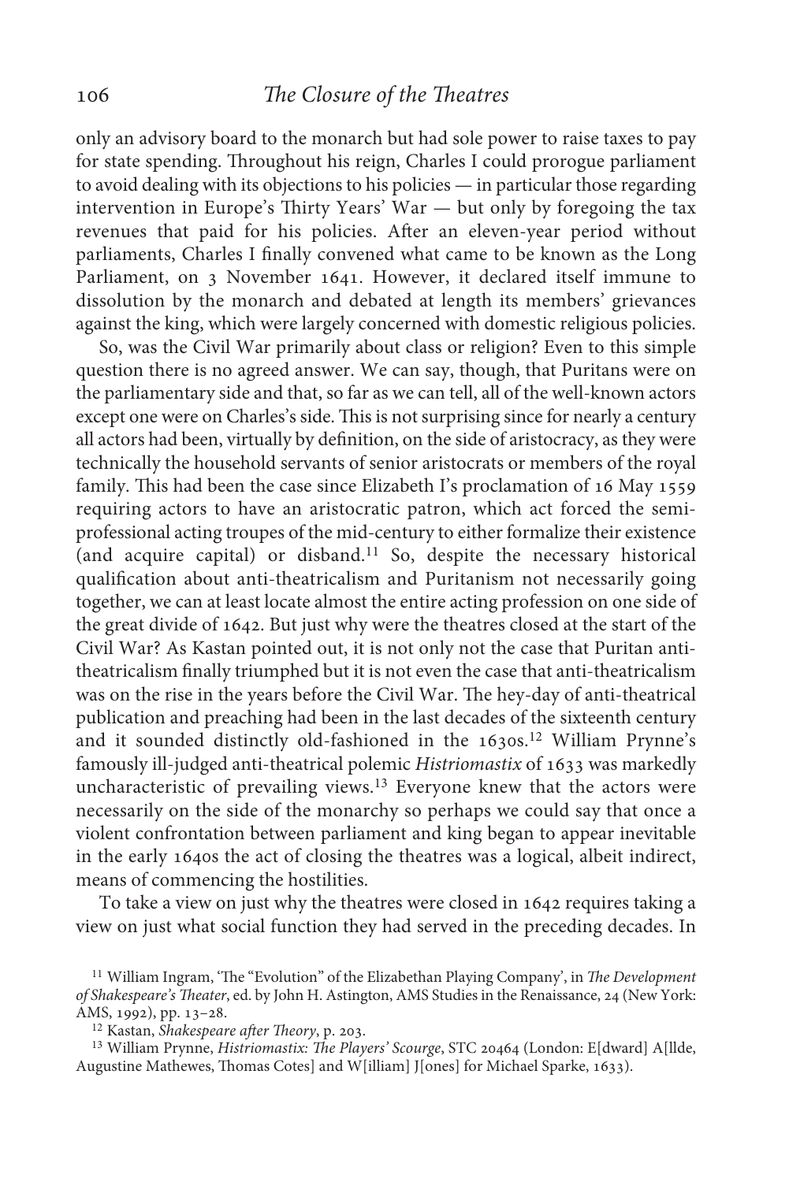only an advisory board to the monarch but had sole power to raise taxes to pay for state spending. Throughout his reign, Charles I could prorogue parliament to avoid dealing with its objections to his policies — in particular those regarding intervention in Europe's Thirty Years' War — but only by foregoing the tax revenues that paid for his policies. After an eleven-year period without parliaments, Charles I finally convened what came to be known as the Long Parliament, on 3 November 1641. However, it declared itself immune to dissolution by the monarch and debated at length its members' grievances against the king, which were largely concerned with domestic religious policies.

So, was the Civil War primarily about class or religion? Even to this simple question there is no agreed answer. We can say, though, that Puritans were on the parliamentary side and that, so far as we can tell, all of the well-known actors except one were on Charles's side. This is not surprising since for nearly a century all actors had been, virtually by definition, on the side of aristocracy, as they were technically the household servants of senior aristocrats or members of the royal family. This had been the case since Elizabeth I's proclamation of 16 May 1559 requiring actors to have an aristocratic patron, which act forced the semi-professional acting troupes of the mid-century to either formalize their existence (and acquire capital) or disband.[11] So, despite the necessary historical qualification about anti-theatricalism and Puritanism not necessarily going together, we can at least locate almost the entire acting profession on one side of the great divide of 1642. But just why were the theatres closed at the start of the Civil War? As Kastan pointed out, it is not only not the case that Puritan anti-theatricalism finally triumphed but it is not even the case that anti-theatricalism was on the rise in the years before the Civil War. The hey-day of anti-theatrical publication and preaching had been in the last decades of the sixteenth century and it sounded distinctly old-fashioned in the 1630s.[12] William Prynne's famously ill-judged anti-theatrical polemic *Histriomastix* of 1633 was markedly uncharacteristic of prevailing views.[13] Everyone knew that the actors were necessarily on the side of the monarchy so perhaps we could say that once a violent confrontation between parliament and king began to appear inevitable in the early 1640s the act of closing the theatres was a logical, albeit indirect, means of commencing the hostilities.

To take a view on just why the theatres were closed in 1642 requires taking a view on just what social function they had served in the preceding decades. In

[11] William Ingram, 'The "Evolution" of the Elizabethan Playing Company', in *The Development of Shakespeare's Theater*, ed. by John H. Astington, AMS Studies in the Renaissance, 24 (New York: AMS, 1992), pp. 13–28.

[12] Kastan, *Shakespeare after Theory*, p. 203.

[13] William Prynne, *Histriomastix: The Players' Scourge*, STC 20464 (London: E[dward] A[llde, Augustine Mathewes, Thomas Cotes] and W[illiam] J[ones] for Michael Sparke, 1633).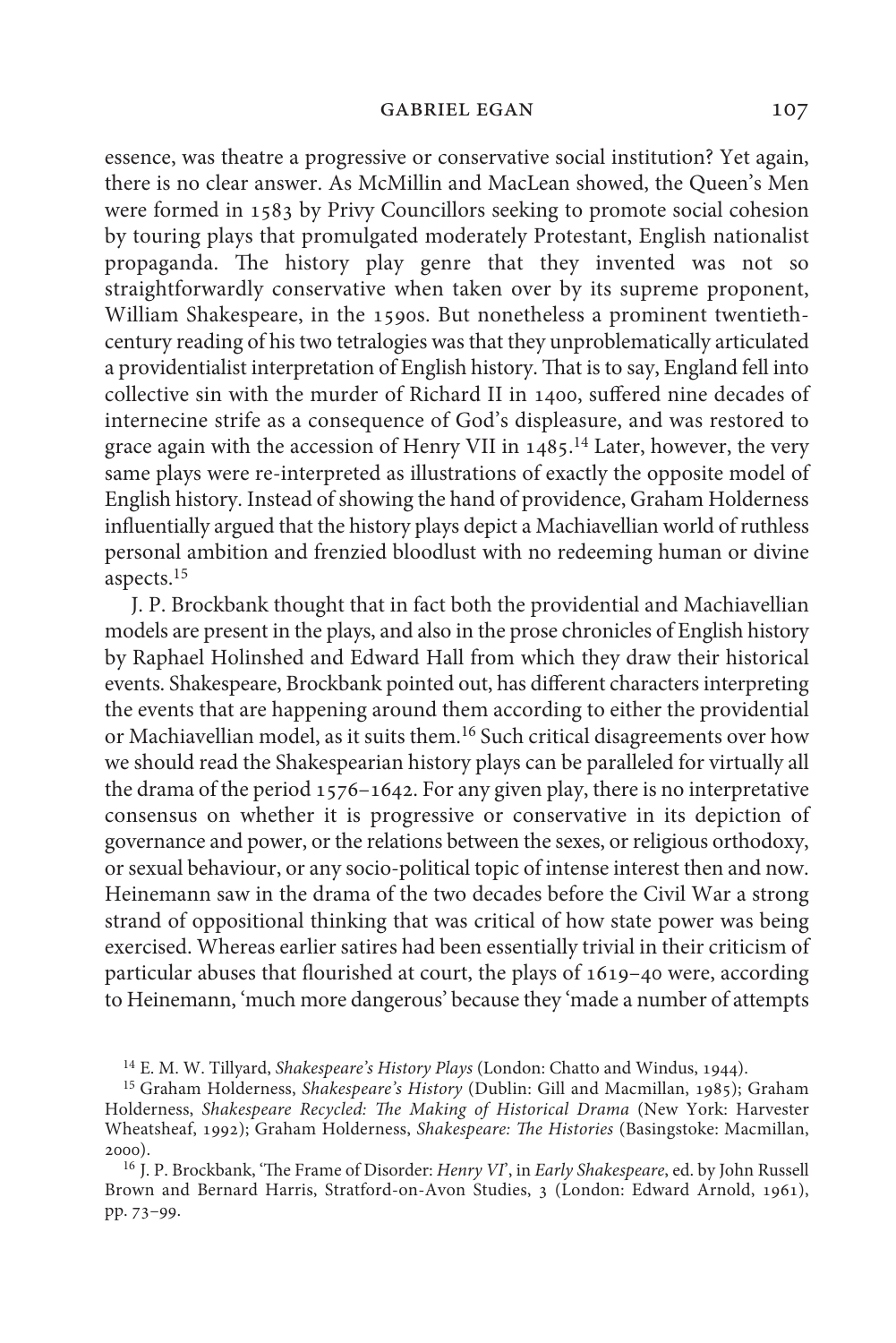essence, was theatre a progressive or conservative social institution? Yet again, there is no clear answer. As McMillin and MacLean showed, the Queen's Men were formed in 1583 by Privy Councillors seeking to promote social cohesion by touring plays that promulgated moderately Protestant, English nationalist propaganda. The history play genre that they invented was not so straightforwardly conservative when taken over by its supreme proponent, William Shakespeare, in the 1590s. But nonetheless a prominent twentieth-century reading of his two tetralogies was that they unproblematically articulated a providentialist interpretation of English history. That is to say, England fell into collective sin with the murder of Richard II in 1400, suffered nine decades of internecine strife as a consequence of God's displeasure, and was restored to grace again with the accession of Henry VII in 1485.[14] Later, however, the very same plays were re-interpreted as illustrations of exactly the opposite model of English history. Instead of showing the hand of providence, Graham Holderness influentially argued that the history plays depict a Machiavellian world of ruthless personal ambition and frenzied bloodlust with no redeeming human or divine aspects.[15]

J. P. Brockbank thought that in fact both the providential and Machiavellian models are present in the plays, and also in the prose chronicles of English history by Raphael Holinshed and Edward Hall from which they draw their historical events. Shakespeare, Brockbank pointed out, has different characters interpreting the events that are happening around them according to either the providential or Machiavellian model, as it suits them.[16] Such critical disagreements over how we should read the Shakespearian history plays can be paralleled for virtually all the drama of the period 1576–1642. For any given play, there is no interpretative consensus on whether it is progressive or conservative in its depiction of governance and power, or the relations between the sexes, or religious orthodoxy, or sexual behaviour, or any socio-political topic of intense interest then and now. Heinemann saw in the drama of the two decades before the Civil War a strong strand of oppositional thinking that was critical of how state power was being exercised. Whereas earlier satires had been essentially trivial in their criticism of particular abuses that flourished at court, the plays of 1619–40 were, according to Heinemann, 'much more dangerous' because they 'made a number of attempts

[14] E. M. W. Tillyard, *Shakespeare's History Plays* (London: Chatto and Windus, 1944).

[15] Graham Holderness, *Shakespeare's History* (Dublin: Gill and Macmillan, 1985); Graham Holderness, *Shakespeare Recycled: The Making of Historical Drama* (New York: Harvester Wheatsheaf, 1992); Graham Holderness, *Shakespeare: The Histories* (Basingstoke: Macmillan, 2000).

[16] J. P. Brockbank, 'The Frame of Disorder: *Henry VI*', in *Early Shakespeare*, ed. by John Russell Brown and Bernard Harris, Stratford-on-Avon Studies, 3 (London: Edward Arnold, 1961), pp. 73–99.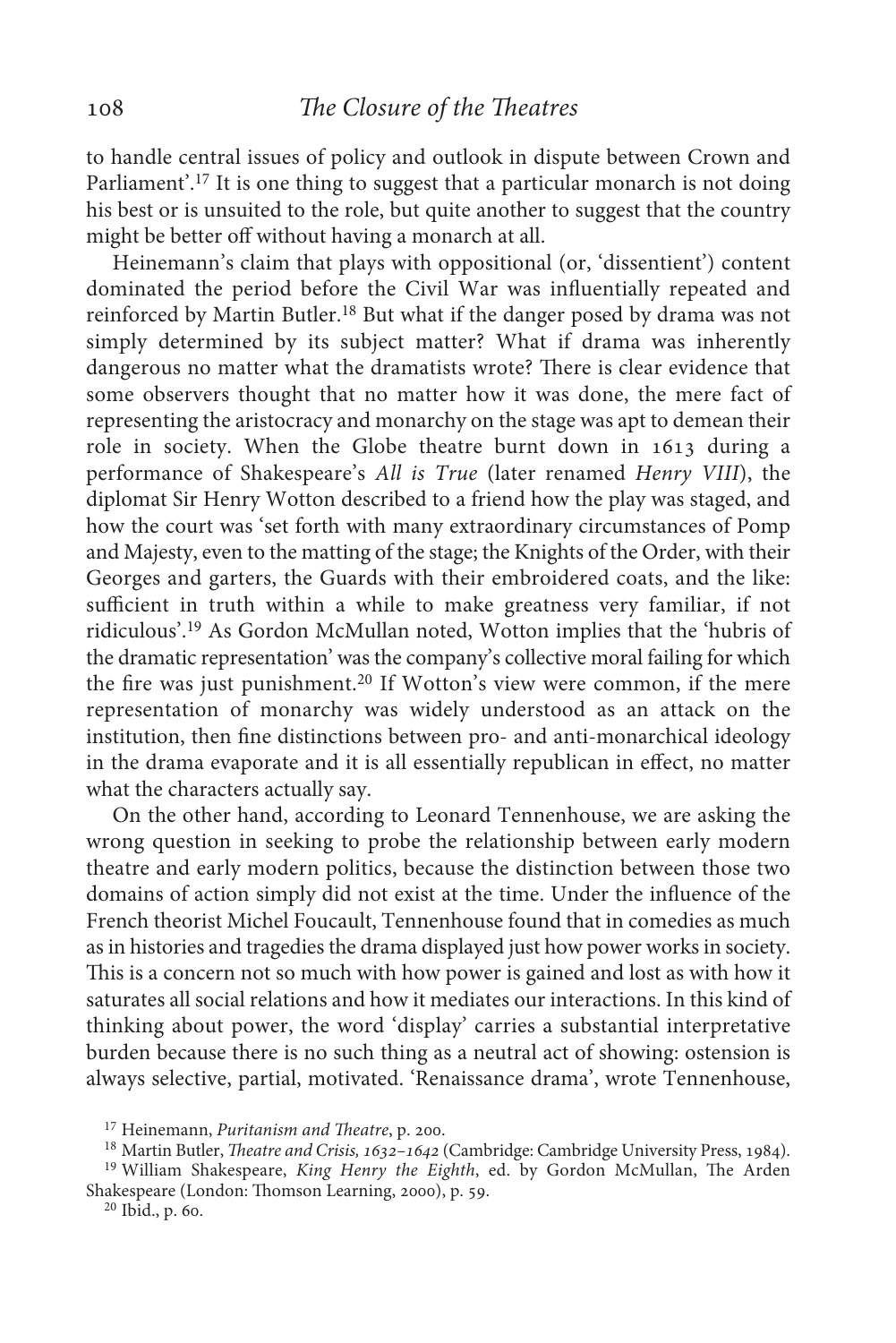to handle central issues of policy and outlook in dispute between Crown and Parliament'.[17] It is one thing to suggest that a particular monarch is not doing his best or is unsuited to the role, but quite another to suggest that the country might be better off without having a monarch at all.

Heinemann's claim that plays with oppositional (or, 'dissentient') content dominated the period before the Civil War was influentially repeated and reinforced by Martin Butler.[18] But what if the danger posed by drama was not simply determined by its subject matter? What if drama was inherently dangerous no matter what the dramatists wrote? There is clear evidence that some observers thought that no matter how it was done, the mere fact of representing the aristocracy and monarchy on the stage was apt to demean their role in society. When the Globe theatre burnt down in 1613 during a performance of Shakespeare's *All is True* (later renamed *Henry VIII*), the diplomat Sir Henry Wotton described to a friend how the play was staged, and how the court was 'set forth with many extraordinary circumstances of Pomp and Majesty, even to the matting of the stage; the Knights of the Order, with their Georges and garters, the Guards with their embroidered coats, and the like: sufficient in truth within a while to make greatness very familiar, if not ridiculous'.[19] As Gordon McMullan noted, Wotton implies that the 'hubris of the dramatic representation' was the company's collective moral failing for which the fire was just punishment.[20] If Wotton's view were common, if the mere representation of monarchy was widely understood as an attack on the institution, then fine distinctions between pro- and anti-monarchical ideology in the drama evaporate and it is all essentially republican in effect, no matter what the characters actually say.

On the other hand, according to Leonard Tennenhouse, we are asking the wrong question in seeking to probe the relationship between early modern theatre and early modern politics, because the distinction between those two domains of action simply did not exist at the time. Under the influence of the French theorist Michel Foucault, Tennenhouse found that in comedies as much as in histories and tragedies the drama displayed just how power works in society. This is a concern not so much with how power is gained and lost as with how it saturates all social relations and how it mediates our interactions. In this kind of thinking about power, the word 'display' carries a substantial interpretative burden because there is no such thing as a neutral act of showing: ostension is always selective, partial, motivated. 'Renaissance drama', wrote Tennenhouse,

[17] Heinemann, *Puritanism and Theatre*, p. 200.

[18] Martin Butler, *Theatre and Crisis, 1632–1642* (Cambridge: Cambridge University Press, 1984).

[19] William Shakespeare, *King Henry the Eighth*, ed. by Gordon McMullan, The Arden Shakespeare (London: Thomson Learning, 2000), p. 59.

[20] Ibid., p. 60.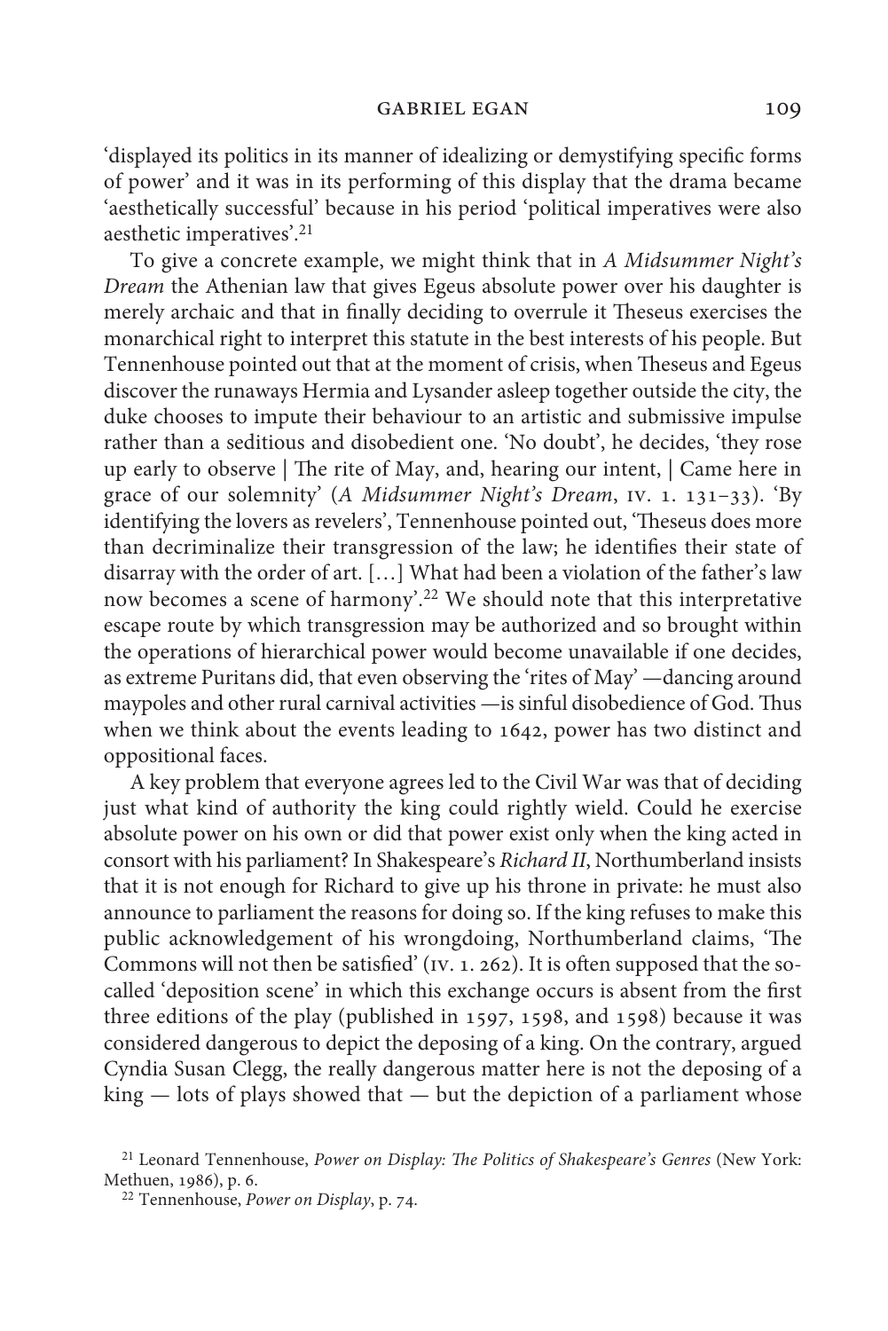'displayed its politics in its manner of idealizing or demystifying specific forms of power' and it was in its performing of this display that the drama became 'aesthetically successful' because in his period 'political imperatives were also aesthetic imperatives'.[21]

To give a concrete example, we might think that in *A Midsummer Night's Dream* the Athenian law that gives Egeus absolute power over his daughter is merely archaic and that in finally deciding to overrule it Theseus exercises the monarchical right to interpret this statute in the best interests of his people. But Tennenhouse pointed out that at the moment of crisis, when Theseus and Egeus discover the runaways Hermia and Lysander asleep together outside the city, the duke chooses to impute their behaviour to an artistic and submissive impulse rather than a seditious and disobedient one. 'No doubt', he decides, 'they rose up early to observe | The rite of May, and, hearing our intent, | Came here in grace of our solemnity' (*A Midsummer Night's Dream*, IV. 1. 131–33). 'By identifying the lovers as revelers', Tennenhouse pointed out, 'Theseus does more than decriminalize their transgression of the law; he identifies their state of disarray with the order of art. [...] What had been a violation of the father's law now becomes a scene of harmony'.[22] We should note that this interpretative escape route by which transgression may be authorized and so brought within the operations of hierarchical power would become unavailable if one decides, as extreme Puritans did, that even observing the 'rites of May' —dancing around maypoles and other rural carnival activities —is sinful disobedience of God. Thus when we think about the events leading to 1642, power has two distinct and oppositional faces.

A key problem that everyone agrees led to the Civil War was that of deciding just what kind of authority the king could rightly wield. Could he exercise absolute power on his own or did that power exist only when the king acted in consort with his parliament? In Shakespeare's *Richard II*, Northumberland insists that it is not enough for Richard to give up his throne in private: he must also announce to parliament the reasons for doing so. If the king refuses to make this public acknowledgement of his wrongdoing, Northumberland claims, 'The Commons will not then be satisfied' (IV. 1. 262). It is often supposed that the so-called 'deposition scene' in which this exchange occurs is absent from the first three editions of the play (published in 1597, 1598, and 1598) because it was considered dangerous to depict the deposing of a king. On the contrary, argued Cyndia Susan Clegg, the really dangerous matter here is not the deposing of a king — lots of plays showed that — but the depiction of a parliament whose

[21] Leonard Tennenhouse, *Power on Display: The Politics of Shakespeare's Genres* (New York: Methuen, 1986), p. 6.

[22] Tennenhouse, *Power on Display*, p. 74.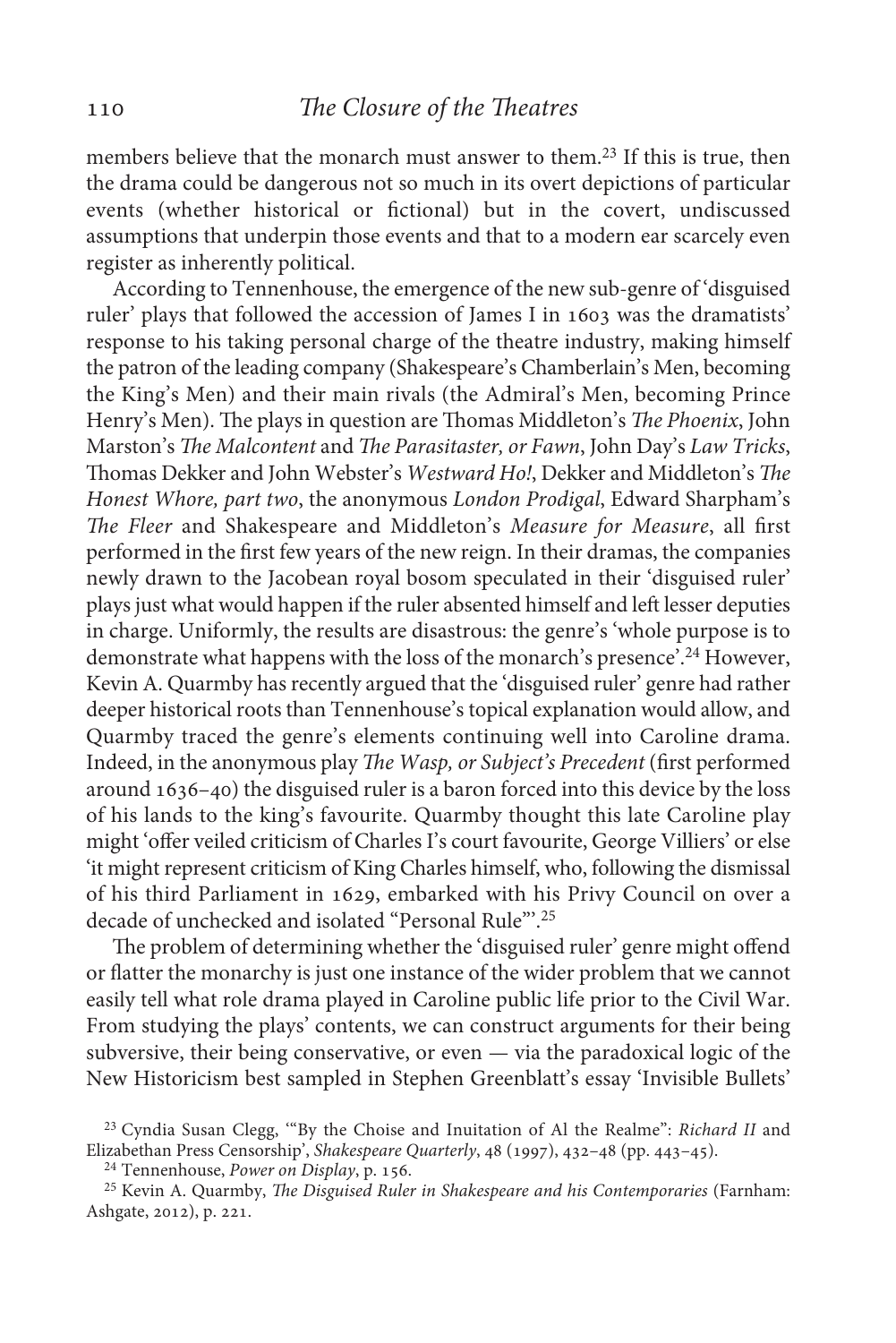members believe that the monarch must answer to them.[23] If this is true, then the drama could be dangerous not so much in its overt depictions of particular events (whether historical or fictional) but in the covert, undiscussed assumptions that underpin those events and that to a modern ear scarcely even register as inherently political.

According to Tennenhouse, the emergence of the new sub-genre of 'disguised ruler' plays that followed the accession of James I in 1603 was the dramatists' response to his taking personal charge of the theatre industry, making himself the patron of the leading company (Shakespeare's Chamberlain's Men, becoming the King's Men) and their main rivals (the Admiral's Men, becoming Prince Henry's Men). The plays in question are Thomas Middleton's *The Phoenix*, John Marston's *The Malcontent* and *The Parasitaster, or Fawn*, John Day's *Law Tricks*, Thomas Dekker and John Webster's *Westward Ho!*, Dekker and Middleton's *The Honest Whore, part two*, the anonymous *London Prodigal*, Edward Sharpham's *The Fleer* and Shakespeare and Middleton's *Measure for Measure*, all first performed in the first few years of the new reign. In their dramas, the companies newly drawn to the Jacobean royal bosom speculated in their 'disguised ruler' plays just what would happen if the ruler absented himself and left lesser deputies in charge. Uniformly, the results are disastrous: the genre's 'whole purpose is to demonstrate what happens with the loss of the monarch's presence'.[24] However, Kevin A. Quarmby has recently argued that the 'disguised ruler' genre had rather deeper historical roots than Tennenhouse's topical explanation would allow, and Quarmby traced the genre's elements continuing well into Caroline drama. Indeed, in the anonymous play *The Wasp, or Subject's Precedent* (first performed around 1636–40) the disguised ruler is a baron forced into this device by the loss of his lands to the king's favourite. Quarmby thought this late Caroline play might 'offer veiled criticism of Charles I's court favourite, George Villiers' or else 'it might represent criticism of King Charles himself, who, following the dismissal of his third Parliament in 1629, embarked with his Privy Council on over a decade of unchecked and isolated "Personal Rule"'.[25]

The problem of determining whether the 'disguised ruler' genre might offend or flatter the monarchy is just one instance of the wider problem that we cannot easily tell what role drama played in Caroline public life prior to the Civil War. From studying the plays' contents, we can construct arguments for their being subversive, their being conservative, or even — via the paradoxical logic of the New Historicism best sampled in Stephen Greenblatt's essay 'Invisible Bullets'

[23] Cyndia Susan Clegg, '"By the Choise and Inuitation of Al the Realme": *Richard II* and Elizabethan Press Censorship', *Shakespeare Quarterly*, 48 (1997), 432–48 (pp. 443–45).

[24] Tennenhouse, *Power on Display*, p. 156.

[25] Kevin A. Quarmby, *The Disguised Ruler in Shakespeare and his Contemporaries* (Farnham: Ashgate, 2012), p. 221.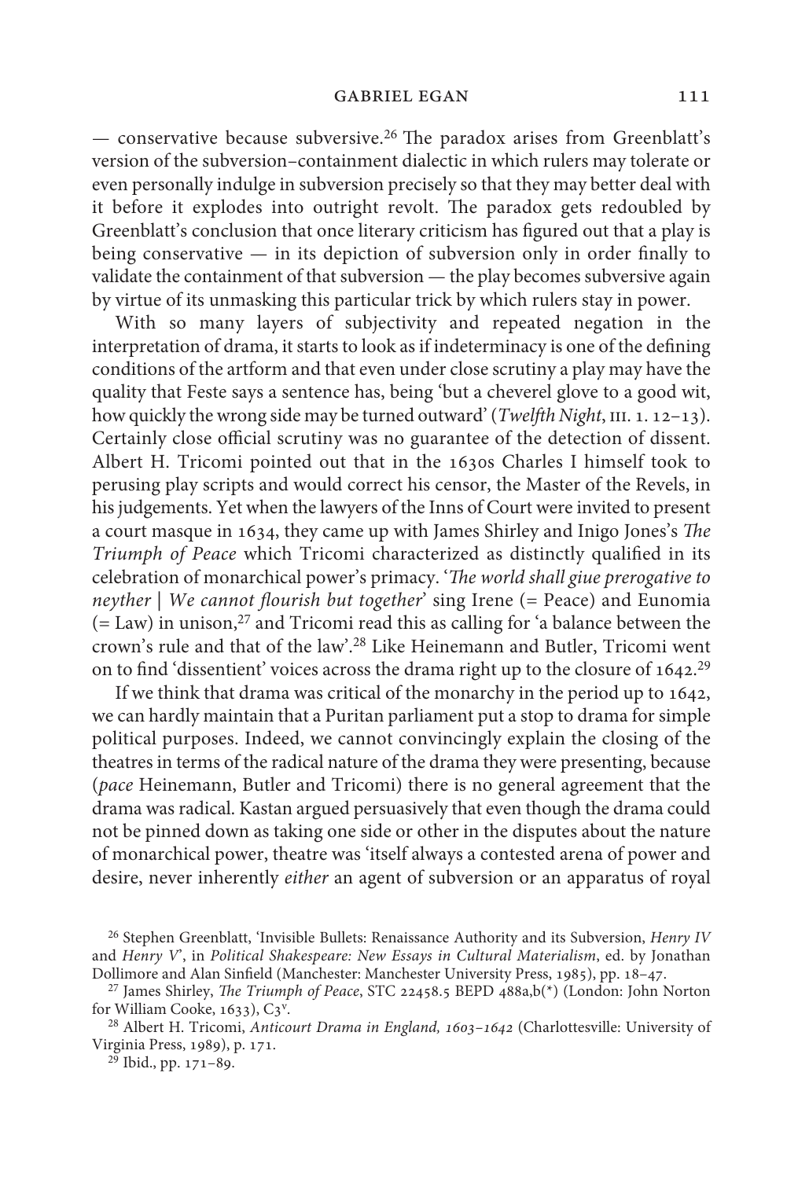— conservative because subversive.[26] The paradox arises from Greenblatt's version of the subversion–containment dialectic in which rulers may tolerate or even personally indulge in subversion precisely so that they may better deal with it before it explodes into outright revolt. The paradox gets redoubled by Greenblatt's conclusion that once literary criticism has figured out that a play is being conservative — in its depiction of subversion only in order finally to validate the containment of that subversion — the play becomes subversive again by virtue of its unmasking this particular trick by which rulers stay in power.

With so many layers of subjectivity and repeated negation in the interpretation of drama, it starts to look as if indeterminacy is one of the defining conditions of the artform and that even under close scrutiny a play may have the quality that Feste says a sentence has, being 'but a cheverel glove to a good wit, how quickly the wrong side may be turned outward' (*Twelfth Night*, III. 1. 12–13). Certainly close official scrutiny was no guarantee of the detection of dissent. Albert H. Tricomi pointed out that in the 1630s Charles I himself took to perusing play scripts and would correct his censor, the Master of the Revels, in his judgements. Yet when the lawyers of the Inns of Court were invited to present a court masque in 1634, they came up with James Shirley and Inigo Jones's *The Triumph of Peace* which Tricomi characterized as distinctly qualified in its celebration of monarchical power's primacy. '*The world shall giue prerogative to neyther | We cannot flourish but together*' sing Irene (= Peace) and Eunomia (= Law) in unison,[27] and Tricomi read this as calling for 'a balance between the crown's rule and that of the law'.[28] Like Heinemann and Butler, Tricomi went on to find 'dissentient' voices across the drama right up to the closure of 1642.[29]

If we think that drama was critical of the monarchy in the period up to 1642, we can hardly maintain that a Puritan parliament put a stop to drama for simple political purposes. Indeed, we cannot convincingly explain the closing of the theatres in terms of the radical nature of the drama they were presenting, because (*pace* Heinemann, Butler and Tricomi) there is no general agreement that the drama was radical. Kastan argued persuasively that even though the drama could not be pinned down as taking one side or other in the disputes about the nature of monarchical power, theatre was 'itself always a contested arena of power and desire, never inherently *either* an agent of subversion or an apparatus of royal

[26] Stephen Greenblatt, 'Invisible Bullets: Renaissance Authority and its Subversion, *Henry IV* and *Henry V*', in *Political Shakespeare: New Essays in Cultural Materialism*, ed. by Jonathan Dollimore and Alan Sinfield (Manchester: Manchester University Press, 1985), pp. 18–47.

[27] James Shirley, *The Triumph of Peace*, STC 22458.5 BEPD 488a,b(*) (London: John Norton for William Cooke, 1633), C3$^{v}$.

[28] Albert H. Tricomi, *Anticourt Drama in England, 1603–1642* (Charlottesville: University of Virginia Press, 1989), p. 171.

[29] Ibid., pp. 171–89.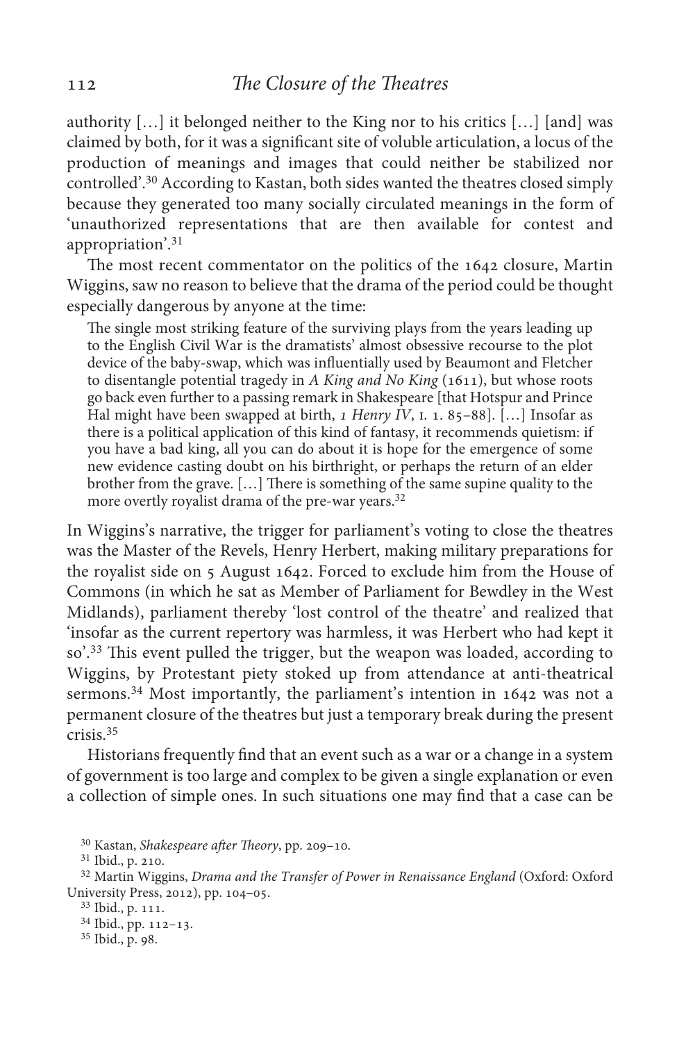authority […] it belonged neither to the King nor to his critics […] [and] was claimed by both, for it was a significant site of voluble articulation, a locus of the production of meanings and images that could neither be stabilized nor controlled'.[30] According to Kastan, both sides wanted the theatres closed simply because they generated too many socially circulated meanings in the form of 'unauthorized representations that are then available for contest and appropriation'.[31]

The most recent commentator on the politics of the 1642 closure, Martin Wiggins, saw no reason to believe that the drama of the period could be thought especially dangerous by anyone at the time:

> The single most striking feature of the surviving plays from the years leading up to the English Civil War is the dramatists' almost obsessive recourse to the plot device of the baby-swap, which was influentially used by Beaumont and Fletcher to disentangle potential tragedy in *A King and No King* (1611), but whose roots go back even further to a passing remark in Shakespeare [that Hotspur and Prince Hal might have been swapped at birth, *1 Henry IV*, I. 1. 85–88]. […] Insofar as there is a political application of this kind of fantasy, it recommends quietism: if you have a bad king, all you can do about it is hope for the emergence of some new evidence casting doubt on his birthright, or perhaps the return of an elder brother from the grave. […] There is something of the same supine quality to the more overtly royalist drama of the pre-war years.[32]

In Wiggins's narrative, the trigger for parliament's voting to close the theatres was the Master of the Revels, Henry Herbert, making military preparations for the royalist side on 5 August 1642. Forced to exclude him from the House of Commons (in which he sat as Member of Parliament for Bewdley in the West Midlands), parliament thereby 'lost control of the theatre' and realized that 'insofar as the current repertory was harmless, it was Herbert who had kept it so'.[33] This event pulled the trigger, but the weapon was loaded, according to Wiggins, by Protestant piety stoked up from attendance at anti-theatrical sermons.[34] Most importantly, the parliament's intention in 1642 was not a permanent closure of the theatres but just a temporary break during the present crisis.[35]

Historians frequently find that an event such as a war or a change in a system of government is too large and complex to be given a single explanation or even a collection of simple ones. In such situations one may find that a case can be

[30] Kastan, *Shakespeare after Theory*, pp. 209–10.

[31] Ibid., p. 210.

[32] Martin Wiggins, *Drama and the Transfer of Power in Renaissance England* (Oxford: Oxford University Press, 2012), pp. 104–05.

[33] Ibid., p. 111.

[34] Ibid., pp. 112–13.

[35] Ibid., p. 98.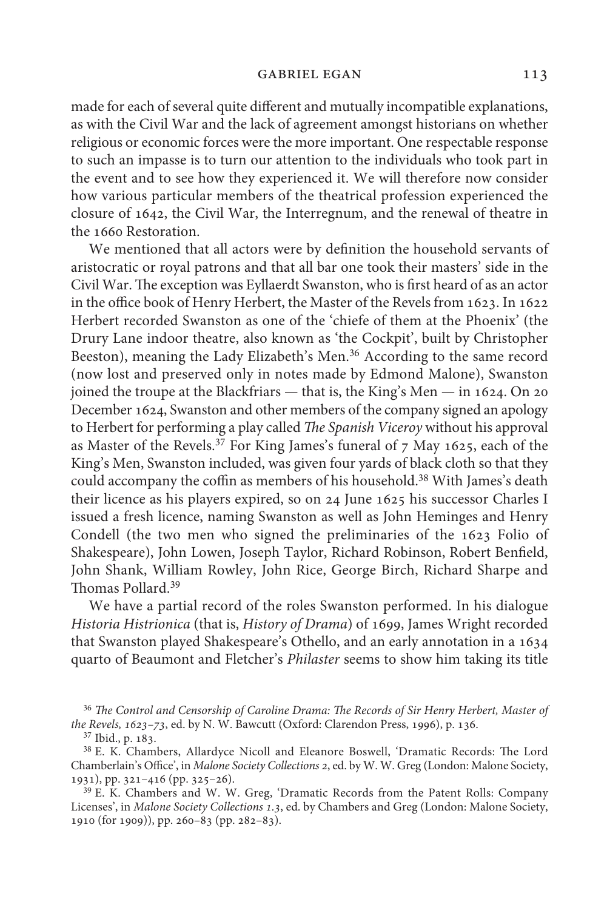made for each of several quite different and mutually incompatible explanations, as with the Civil War and the lack of agreement amongst historians on whether religious or economic forces were the more important. One respectable response to such an impasse is to turn our attention to the individuals who took part in the event and to see how they experienced it. We will therefore now consider how various particular members of the theatrical profession experienced the closure of 1642, the Civil War, the Interregnum, and the renewal of theatre in the 1660 Restoration.

We mentioned that all actors were by definition the household servants of aristocratic or royal patrons and that all bar one took their masters' side in the Civil War. The exception was Eyllaerdt Swanston, who is first heard of as an actor in the office book of Henry Herbert, the Master of the Revels from 1623. In 1622 Herbert recorded Swanston as one of the 'chiefe of them at the Phoenix' (the Drury Lane indoor theatre, also known as 'the Cockpit', built by Christopher Beeston), meaning the Lady Elizabeth's Men.[36] According to the same record (now lost and preserved only in notes made by Edmond Malone), Swanston joined the troupe at the Blackfriars — that is, the King's Men — in 1624. On 20 December 1624, Swanston and other members of the company signed an apology to Herbert for performing a play called *The Spanish Viceroy* without his approval as Master of the Revels.[37] For King James's funeral of 7 May 1625, each of the King's Men, Swanston included, was given four yards of black cloth so that they could accompany the coffin as members of his household.[38] With James's death their licence as his players expired, so on 24 June 1625 his successor Charles I issued a fresh licence, naming Swanston as well as John Heminges and Henry Condell (the two men who signed the preliminaries of the 1623 Folio of Shakespeare), John Lowen, Joseph Taylor, Richard Robinson, Robert Benfield, John Shank, William Rowley, John Rice, George Birch, Richard Sharpe and Thomas Pollard.[39]

We have a partial record of the roles Swanston performed. In his dialogue *Historia Histrionica* (that is, *History of Drama*) of 1699, James Wright recorded that Swanston played Shakespeare's Othello, and an early annotation in a 1634 quarto of Beaumont and Fletcher's *Philaster* seems to show him taking its title

---

[36] *The Control and Censorship of Caroline Drama: The Records of Sir Henry Herbert, Master of the Revels, 1623–73*, ed. by N. W. Bawcutt (Oxford: Clarendon Press, 1996), p. 136.

[37] Ibid., p. 183.

[38] E. K. Chambers, Allardyce Nicoll and Eleanore Boswell, 'Dramatic Records: The Lord Chamberlain's Office', in *Malone Society Collections 2*, ed. by W. W. Greg (London: Malone Society, 1931), pp. 321–416 (pp. 325–26).

[39] E. K. Chambers and W. W. Greg, 'Dramatic Records from the Patent Rolls: Company Licenses', in *Malone Society Collections 1.3*, ed. by Chambers and Greg (London: Malone Society, 1910 (for 1909)), pp. 260–83 (pp. 282–83).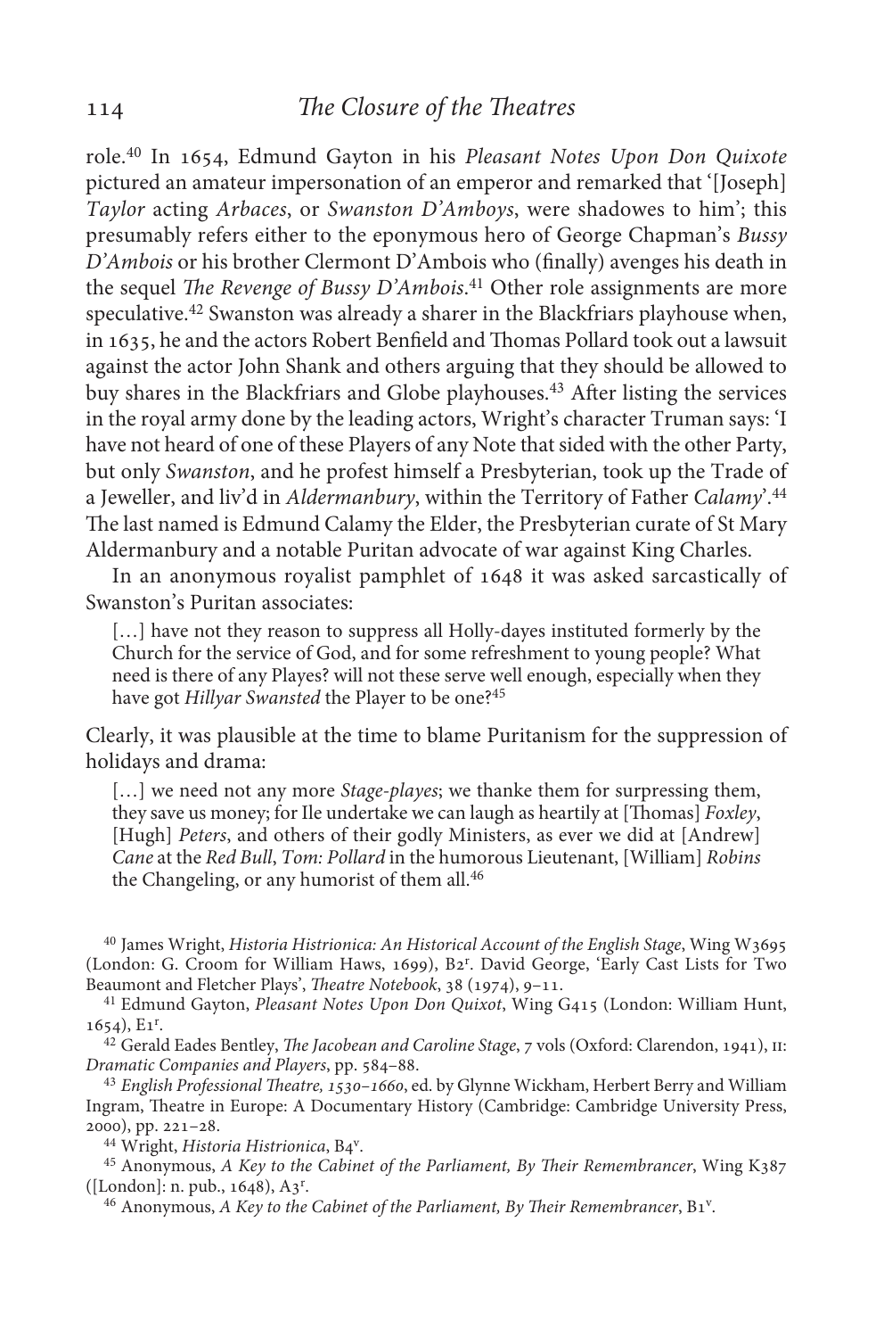role.[40] In 1654, Edmund Gayton in his *Pleasant Notes Upon Don Quixote* pictured an amateur impersonation of an emperor and remarked that '[Joseph] *Taylor* acting *Arbaces*, or *Swanston D'Amboys*, were shadowes to him'; this presumably refers either to the eponymous hero of George Chapman's *Bussy D'Ambois* or his brother Clermont D'Ambois who (finally) avenges his death in the sequel *The Revenge of Bussy D'Ambois*.[41] Other role assignments are more speculative.[42] Swanston was already a sharer in the Blackfriars playhouse when, in 1635, he and the actors Robert Benfield and Thomas Pollard took out a lawsuit against the actor John Shank and others arguing that they should be allowed to buy shares in the Blackfriars and Globe playhouses.[43] After listing the services in the royal army done by the leading actors, Wright's character Truman says: 'I have not heard of one of these Players of any Note that sided with the other Party, but only *Swanston*, and he profest himself a Presbyterian, took up the Trade of a Jeweller, and liv'd in *Aldermanbury*, within the Territory of Father *Calamy*'.[44] The last named is Edmund Calamy the Elder, the Presbyterian curate of St Mary Aldermanbury and a notable Puritan advocate of war against King Charles.

In an anonymous royalist pamphlet of 1648 it was asked sarcastically of Swanston's Puritan associates:

> […] have not they reason to suppress all Holly-dayes instituted formerly by the Church for the service of God, and for some refreshment to young people? What need is there of any Playes? will not these serve well enough, especially when they have got *Hillyar Swansted* the Player to be one?[45]

Clearly, it was plausible at the time to blame Puritanism for the suppression of holidays and drama:

> […] we need not any more *Stage-playes*; we thanke them for surpressing them, they save us money; for Ile undertake we can laugh as heartily at [Thomas] *Foxley*, [Hugh] *Peters*, and others of their godly Ministers, as ever we did at [Andrew] *Cane* at the *Red Bull*, *Tom: Pollard* in the humorous Lieutenant, [William] *Robins* the Changeling, or any humorist of them all.[46]

---

[40] James Wright, *Historia Histrionica: An Historical Account of the English Stage*, Wing W3695 (London: G. Croom for William Haws, 1699), B2r. David George, 'Early Cast Lists for Two Beaumont and Fletcher Plays', *Theatre Notebook*, 38 (1974), 9–11.

[41] Edmund Gayton, *Pleasant Notes Upon Don Quixot*, Wing G415 (London: William Hunt, 1654), E1r.

[42] Gerald Eades Bentley, *The Jacobean and Caroline Stage*, 7 vols (Oxford: Clarendon, 1941), II: *Dramatic Companies and Players*, pp. 584–88.

[43] *English Professional Theatre, 1530–1660*, ed. by Glynne Wickham, Herbert Berry and William Ingram, Theatre in Europe: A Documentary History (Cambridge: Cambridge University Press, 2000), pp. 221–28.

[44] Wright, *Historia Histrionica*, B4v.

[45] Anonymous, *A Key to the Cabinet of the Parliament, By Their Remembrancer*, Wing K387 ([London]: n. pub., 1648), A3r.

[46] Anonymous, *A Key to the Cabinet of the Parliament, By Their Remembrancer*, B1v.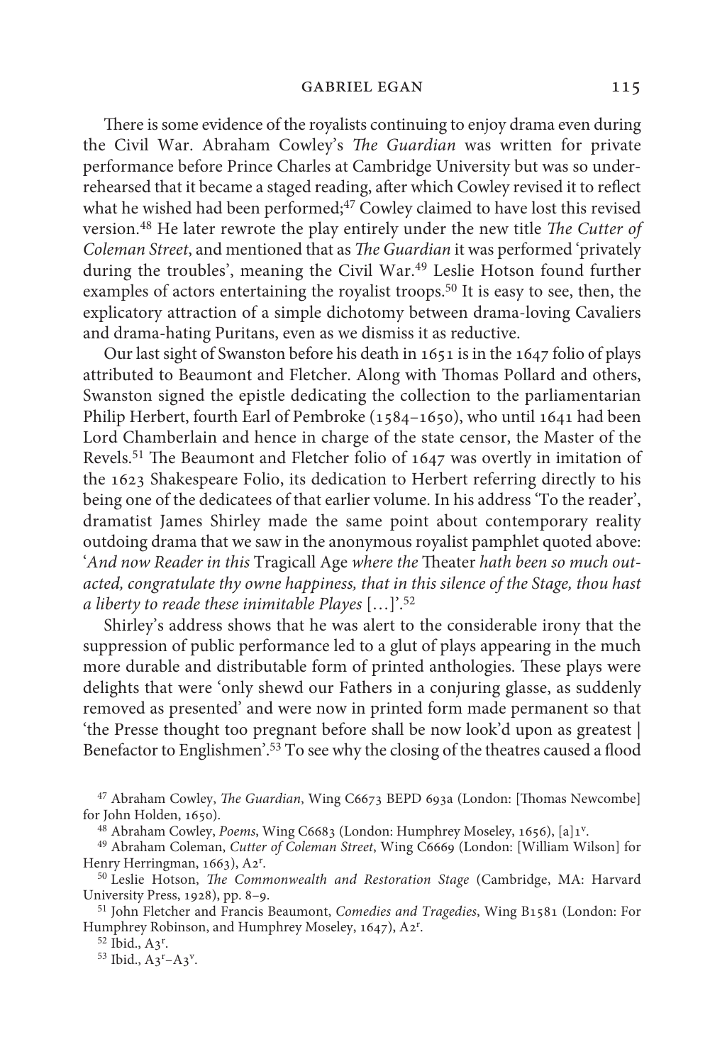There is some evidence of the royalists continuing to enjoy drama even during the Civil War. Abraham Cowley's *The Guardian* was written for private performance before Prince Charles at Cambridge University but was so under-rehearsed that it became a staged reading, after which Cowley revised it to reflect what he wished had been performed;[47] Cowley claimed to have lost this revised version.[48] He later rewrote the play entirely under the new title *The Cutter of Coleman Street*, and mentioned that as *The Guardian* it was performed 'privately during the troubles', meaning the Civil War.[49] Leslie Hotson found further examples of actors entertaining the royalist troops.[50] It is easy to see, then, the explicatory attraction of a simple dichotomy between drama-loving Cavaliers and drama-hating Puritans, even as we dismiss it as reductive.

Our last sight of Swanston before his death in 1651 is in the 1647 folio of plays attributed to Beaumont and Fletcher. Along with Thomas Pollard and others, Swanston signed the epistle dedicating the collection to the parliamentarian Philip Herbert, fourth Earl of Pembroke (1584–1650), who until 1641 had been Lord Chamberlain and hence in charge of the state censor, the Master of the Revels.[51] The Beaumont and Fletcher folio of 1647 was overtly in imitation of the 1623 Shakespeare Folio, its dedication to Herbert referring directly to his being one of the dedicatees of that earlier volume. In his address 'To the reader', dramatist James Shirley made the same point about contemporary reality outdoing drama that we saw in the anonymous royalist pamphlet quoted above: '*And now Reader in this* Tragicall Age *where the* Theater *hath been so much out-acted, congratulate thy owne happiness, that in this silence of the Stage, thou hast a liberty to reade these inimitable Playes* […]'.[52]

Shirley's address shows that he was alert to the considerable irony that the suppression of public performance led to a glut of plays appearing in the much more durable and distributable form of printed anthologies. These plays were delights that were 'only shewd our Fathers in a conjuring glasse, as suddenly removed as presented' and were now in printed form made permanent so that 'the Presse thought too pregnant before shall be now look'd upon as greatest | Benefactor to Englishmen'.[53] To see why the closing of the theatres caused a flood

---

[47] Abraham Cowley, *The Guardian*, Wing C6673 BEPD 693a (London: [Thomas Newcombe] for John Holden, 1650).

[48] Abraham Cowley, *Poems*, Wing C6683 (London: Humphrey Moseley, 1656), [a]1$^{v}$.

[49] Abraham Coleman, *Cutter of Coleman Street*, Wing C6669 (London: [William Wilson] for Henry Herringman, 1663), A2$^{r}$.

[50] Leslie Hotson, *The Commonwealth and Restoration Stage* (Cambridge, MA: Harvard University Press, 1928), pp. 8–9.

[51] John Fletcher and Francis Beaumont, *Comedies and Tragedies*, Wing B1581 (London: For Humphrey Robinson, and Humphrey Moseley, 1647), A2$^{r}$.

[52] Ibid., A3$^{r}$.

[53] Ibid., A3$^{r}$–A3$^{v}$.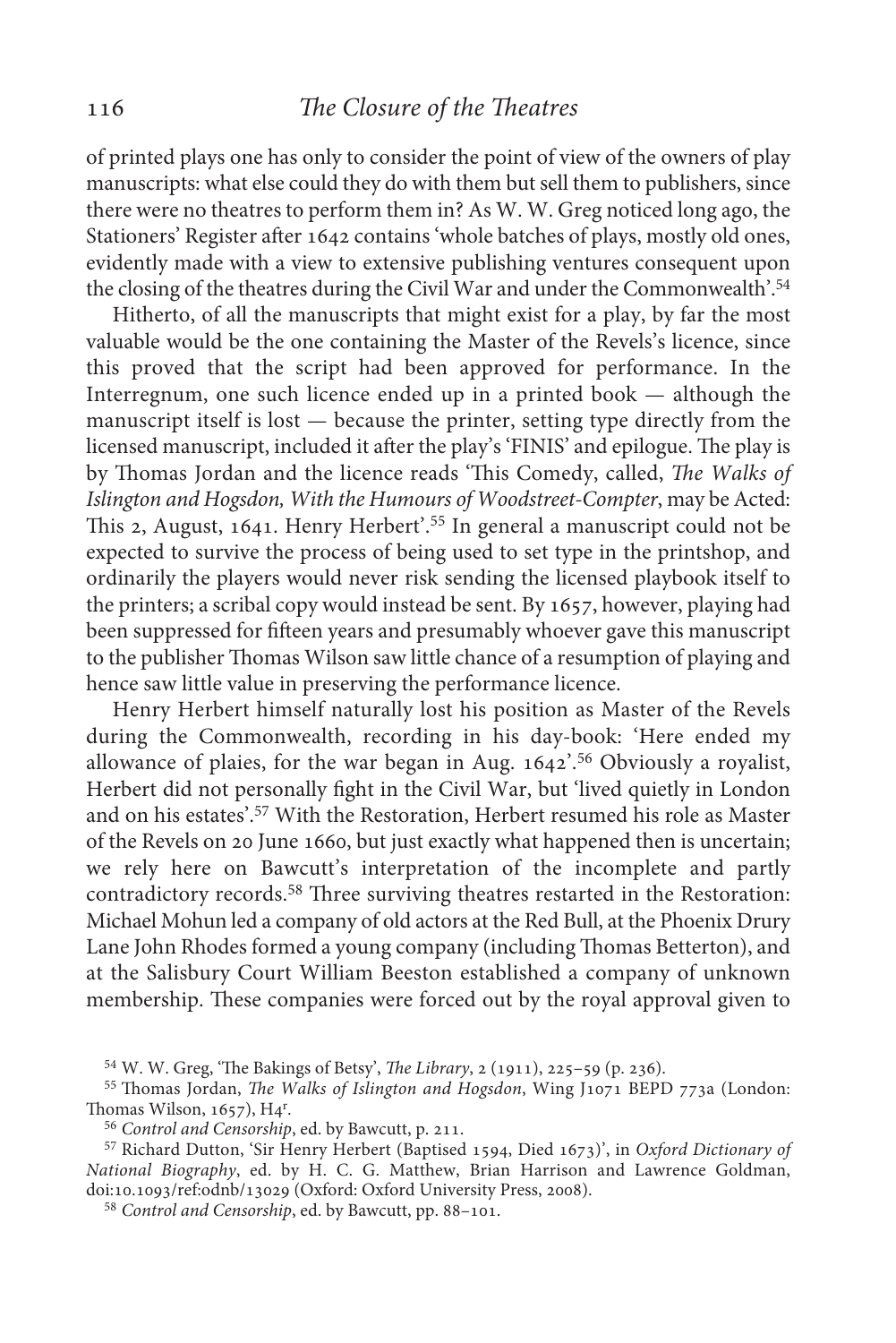of printed plays one has only to consider the point of view of the owners of play manuscripts: what else could they do with them but sell them to publishers, since there were no theatres to perform them in? As W. W. Greg noticed long ago, the Stationers' Register after 1642 contains 'whole batches of plays, mostly old ones, evidently made with a view to extensive publishing ventures consequent upon the closing of the theatres during the Civil War and under the Commonwealth'.[54]

Hitherto, of all the manuscripts that might exist for a play, by far the most valuable would be the one containing the Master of the Revels's licence, since this proved that the script had been approved for performance. In the Interregnum, one such licence ended up in a printed book — although the manuscript itself is lost — because the printer, setting type directly from the licensed manuscript, included it after the play's 'FINIS' and epilogue. The play is by Thomas Jordan and the licence reads 'This Comedy, called, *The Walks of Islington and Hogsdon, With the Humours of Woodstreet-Compter*, may be Acted: This 2, August, 1641. Henry Herbert'.[55] In general a manuscript could not be expected to survive the process of being used to set type in the printshop, and ordinarily the players would never risk sending the licensed playbook itself to the printers; a scribal copy would instead be sent. By 1657, however, playing had been suppressed for fifteen years and presumably whoever gave this manuscript to the publisher Thomas Wilson saw little chance of a resumption of playing and hence saw little value in preserving the performance licence.

Henry Herbert himself naturally lost his position as Master of the Revels during the Commonwealth, recording in his day-book: 'Here ended my allowance of plaies, for the war began in Aug. 1642'.[56] Obviously a royalist, Herbert did not personally fight in the Civil War, but 'lived quietly in London and on his estates'.[57] With the Restoration, Herbert resumed his role as Master of the Revels on 20 June 1660, but just exactly what happened then is uncertain; we rely here on Bawcutt's interpretation of the incomplete and partly contradictory records.[58] Three surviving theatres restarted in the Restoration: Michael Mohun led a company of old actors at the Red Bull, at the Phoenix Drury Lane John Rhodes formed a young company (including Thomas Betterton), and at the Salisbury Court William Beeston established a company of unknown membership. These companies were forced out by the royal approval given to

[54] W. W. Greg, 'The Bakings of Betsy', *The Library*, 2 (1911), 225–59 (p. 236).

[55] Thomas Jordan, *The Walks of Islington and Hogsdon*, Wing J1071 BEPD 773a (London: Thomas Wilson, 1657), H4r.

[56] *Control and Censorship*, ed. by Bawcutt, p. 211.

[57] Richard Dutton, 'Sir Henry Herbert (Baptised 1594, Died 1673)', in *Oxford Dictionary of National Biography*, ed. by H. C. G. Matthew, Brian Harrison and Lawrence Goldman, doi:10.1093/ref:odnb/13029 (Oxford: Oxford University Press, 2008).

[58] *Control and Censorship*, ed. by Bawcutt, pp. 88–101.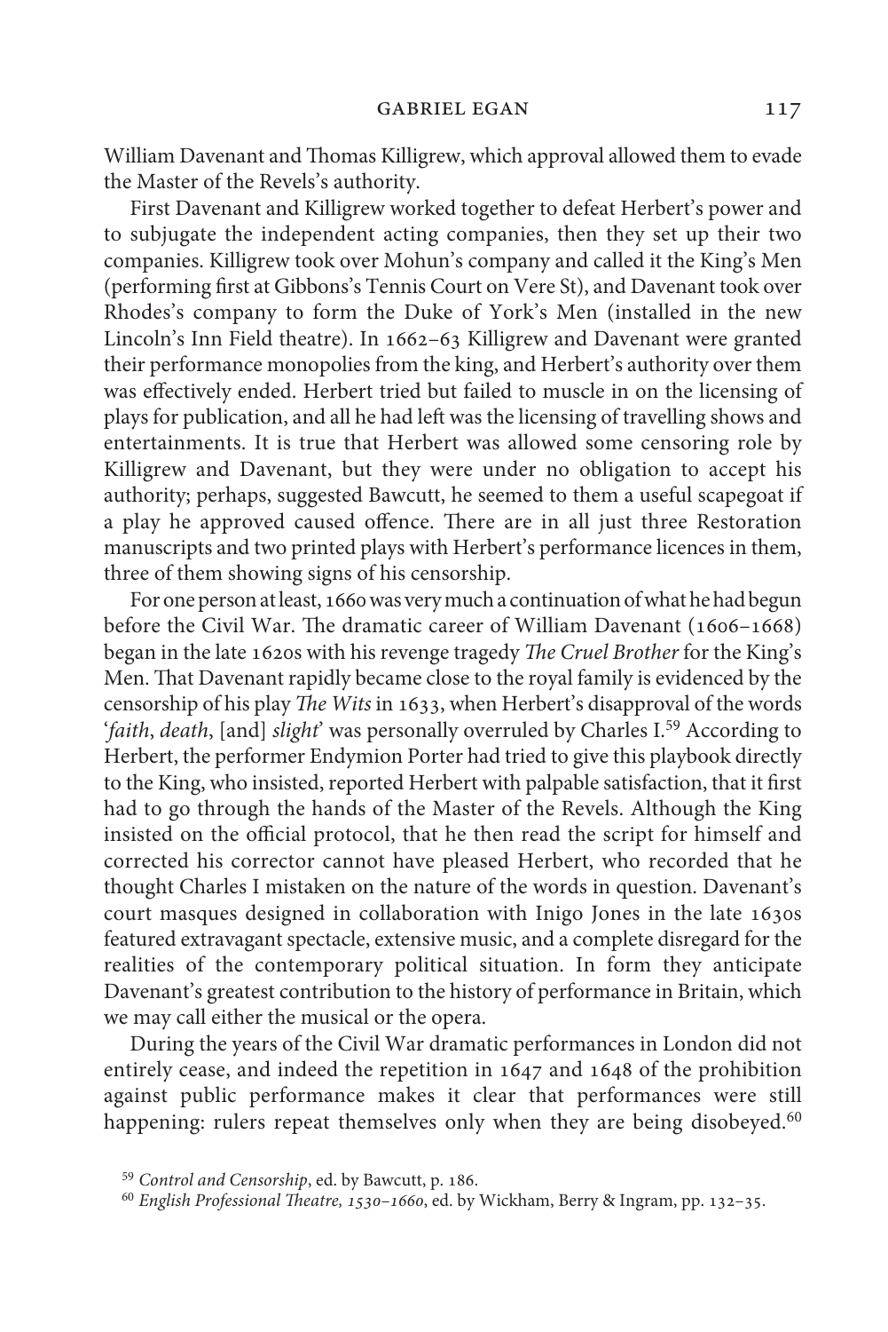William Davenant and Thomas Killigrew, which approval allowed them to evade the Master of the Revels's authority.

First Davenant and Killigrew worked together to defeat Herbert's power and to subjugate the independent acting companies, then they set up their two companies. Killigrew took over Mohun's company and called it the King's Men (performing first at Gibbons's Tennis Court on Vere St), and Davenant took over Rhodes's company to form the Duke of York's Men (installed in the new Lincoln's Inn Field theatre). In 1662–63 Killigrew and Davenant were granted their performance monopolies from the king, and Herbert's authority over them was effectively ended. Herbert tried but failed to muscle in on the licensing of plays for publication, and all he had left was the licensing of travelling shows and entertainments. It is true that Herbert was allowed some censoring role by Killigrew and Davenant, but they were under no obligation to accept his authority; perhaps, suggested Bawcutt, he seemed to them a useful scapegoat if a play he approved caused offence. There are in all just three Restoration manuscripts and two printed plays with Herbert's performance licences in them, three of them showing signs of his censorship.

For one person at least, 1660 was very much a continuation of what he had begun before the Civil War. The dramatic career of William Davenant (1606–1668) began in the late 1620s with his revenge tragedy *The Cruel Brother* for the King's Men. That Davenant rapidly became close to the royal family is evidenced by the censorship of his play *The Wits* in 1633, when Herbert's disapproval of the words '*faith*, *death*, [and] *slight*' was personally overruled by Charles I.[59] According to Herbert, the performer Endymion Porter had tried to give this playbook directly to the King, who insisted, reported Herbert with palpable satisfaction, that it first had to go through the hands of the Master of the Revels. Although the King insisted on the official protocol, that he then read the script for himself and corrected his corrector cannot have pleased Herbert, who recorded that he thought Charles I mistaken on the nature of the words in question. Davenant's court masques designed in collaboration with Inigo Jones in the late 1630s featured extravagant spectacle, extensive music, and a complete disregard for the realities of the contemporary political situation. In form they anticipate Davenant's greatest contribution to the history of performance in Britain, which we may call either the musical or the opera.

During the years of the Civil War dramatic performances in London did not entirely cease, and indeed the repetition in 1647 and 1648 of the prohibition against public performance makes it clear that performances were still happening: rulers repeat themselves only when they are being disobeyed.[60]

[59] *Control and Censorship*, ed. by Bawcutt, p. 186.

[60] *English Professional Theatre, 1530–1660*, ed. by Wickham, Berry & Ingram, pp. 132–35.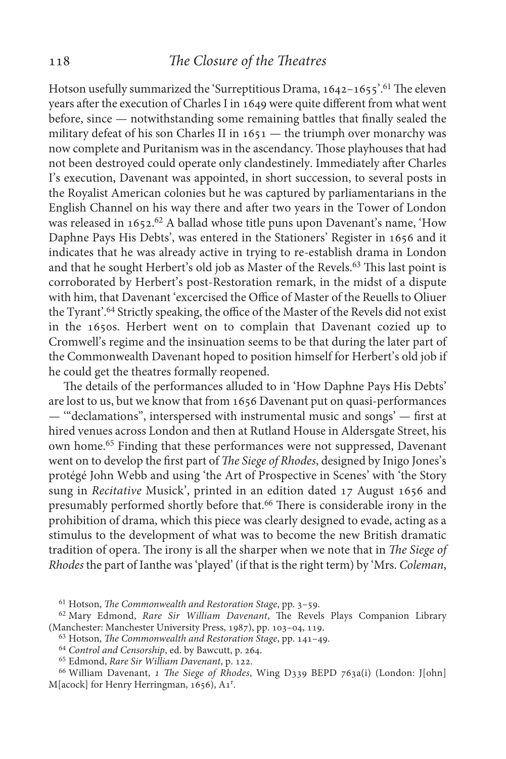Hotson usefully summarized the 'Surreptitious Drama, 1642–1655'.[61] The eleven years after the execution of Charles I in 1649 were quite different from what went before, since — notwithstanding some remaining battles that finally sealed the military defeat of his son Charles II in 1651 — the triumph over monarchy was now complete and Puritanism was in the ascendancy. Those playhouses that had not been destroyed could operate only clandestinely. Immediately after Charles I's execution, Davenant was appointed, in short succession, to several posts in the Royalist American colonies but he was captured by parliamentarians in the English Channel on his way there and after two years in the Tower of London was released in 1652.[62] A ballad whose title puns upon Davenant's name, 'How Daphne Pays His Debts', was entered in the Stationers' Register in 1656 and it indicates that he was already active in trying to re-establish drama in London and that he sought Herbert's old job as Master of the Revels.[63] This last point is corroborated by Herbert's post-Restoration remark, in the midst of a dispute with him, that Davenant 'excercised the Office of Master of the Reuells to Oliuer the Tyrant'.[64] Strictly speaking, the office of the Master of the Revels did not exist in the 1650s. Herbert went on to complain that Davenant cozied up to Cromwell's regime and the insinuation seems to be that during the later part of the Commonwealth Davenant hoped to position himself for Herbert's old job if he could get the theatres formally reopened.

The details of the performances alluded to in 'How Daphne Pays His Debts' are lost to us, but we know that from 1656 Davenant put on quasi-performances — '"declamations", interspersed with instrumental music and songs' — first at hired venues across London and then at Rutland House in Aldersgate Street, his own home.[65] Finding that these performances were not suppressed, Davenant went on to develop the first part of *The Siege of Rhodes*, designed by Inigo Jones's protégé John Webb and using 'the Art of Prospective in Scenes' with 'the Story sung in *Recitative* Musick', printed in an edition dated 17 August 1656 and presumably performed shortly before that.[66] There is considerable irony in the prohibition of drama, which this piece was clearly designed to evade, acting as a stimulus to the development of what was to become the new British dramatic tradition of opera. The irony is all the sharper when we note that in *The Siege of Rhodes* the part of Ianthe was 'played' (if that is the right term) by 'Mrs. *Coleman*,

---

[61] Hotson, *The Commonwealth and Restoration Stage*, pp. 3–59.

[62] Mary Edmond, *Rare Sir William Davenant*, The Revels Plays Companion Library (Manchester: Manchester University Press, 1987), pp. 103–04, 119.

[63] Hotson, *The Commonwealth and Restoration Stage*, pp. 141–49.

[64] *Control and Censorship*, ed. by Bawcutt, p. 264.

[65] Edmond, *Rare Sir William Davenant*, p. 122.

[66] William Davenant, *1 The Siege of Rhodes*, Wing D339 BEPD 763a(i) (London: J[ohn] M[acock] for Henry Herringman, 1656), A1$^{r}$.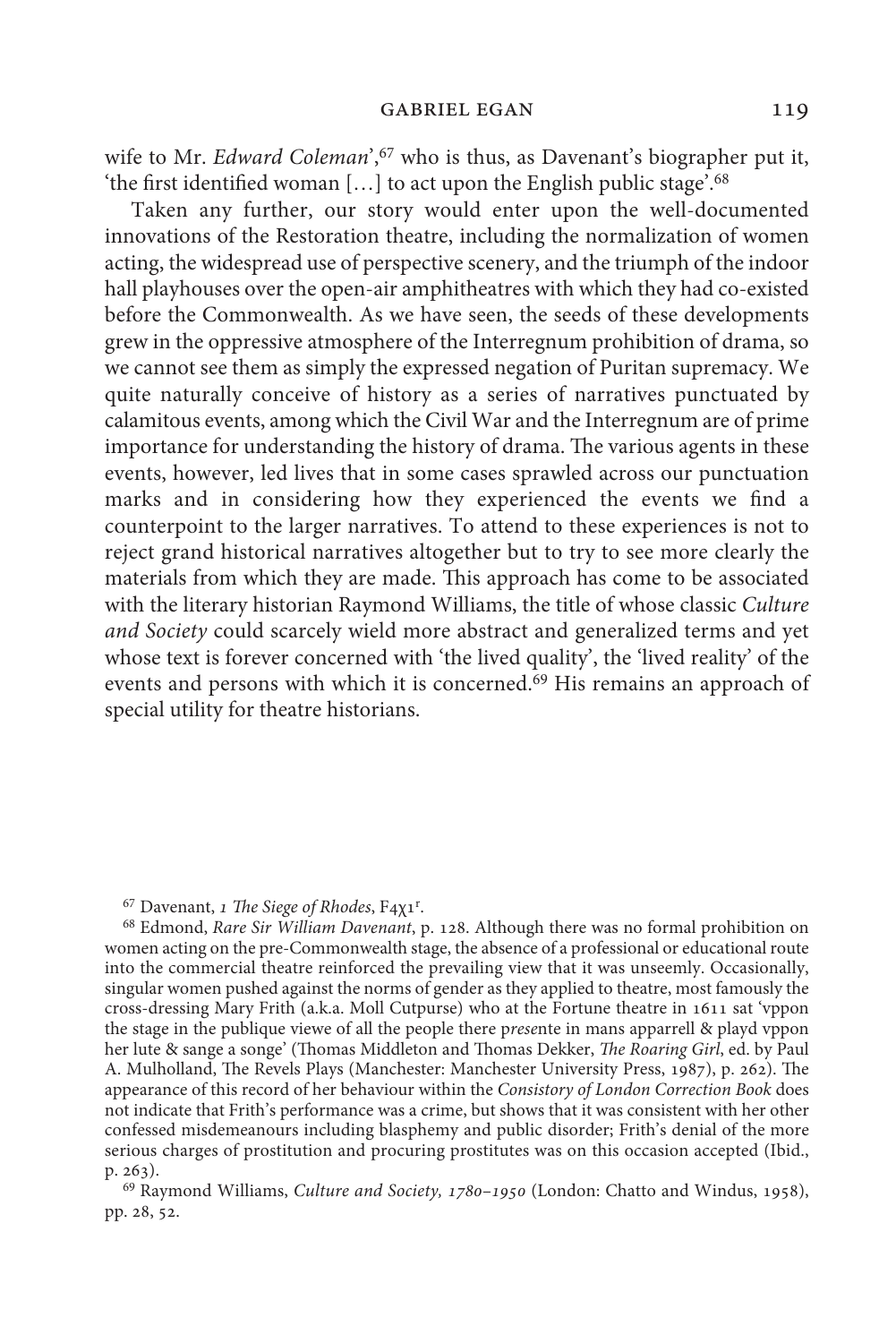wife to Mr. *Edward Coleman*',[67] who is thus, as Davenant's biographer put it, 'the first identified woman […] to act upon the English public stage'.[68]

Taken any further, our story would enter upon the well-documented innovations of the Restoration theatre, including the normalization of women acting, the widespread use of perspective scenery, and the triumph of the indoor hall playhouses over the open-air amphitheatres with which they had co-existed before the Commonwealth. As we have seen, the seeds of these developments grew in the oppressive atmosphere of the Interregnum prohibition of drama, so we cannot see them as simply the expressed negation of Puritan supremacy. We quite naturally conceive of history as a series of narratives punctuated by calamitous events, among which the Civil War and the Interregnum are of prime importance for understanding the history of drama. The various agents in these events, however, led lives that in some cases sprawled across our punctuation marks and in considering how they experienced the events we find a counterpoint to the larger narratives. To attend to these experiences is not to reject grand historical narratives altogether but to try to see more clearly the materials from which they are made. This approach has come to be associated with the literary historian Raymond Williams, the title of whose classic *Culture and Society* could scarcely wield more abstract and generalized terms and yet whose text is forever concerned with 'the lived quality', the 'lived reality' of the events and persons with which it is concerned.[69] His remains an approach of special utility for theatre historians.

---

[67] Davenant, *1 The Siege of Rhodes*, F4χ1r.

[68] Edmond, *Rare Sir William Davenant*, p. 128. Although there was no formal prohibition on women acting on the pre-Commonwealth stage, the absence of a professional or educational route into the commercial theatre reinforced the prevailing view that it was unseemly. Occasionally, singular women pushed against the norms of gender as they applied to theatre, most famously the cross-dressing Mary Frith (a.k.a. Moll Cutpurse) who at the Fortune theatre in 1611 sat 'vppon the stage in the publique viewe of all the people there p*rese*nte in mans apparrell & playd vppon her lute & sange a songe' (Thomas Middleton and Thomas Dekker, *The Roaring Girl*, ed. by Paul A. Mulholland, The Revels Plays (Manchester: Manchester University Press, 1987), p. 262). The appearance of this record of her behaviour within the *Consistory of London Correction Book* does not indicate that Frith's performance was a crime, but shows that it was consistent with her other confessed misdemeanours including blasphemy and public disorder; Frith's denial of the more serious charges of prostitution and procuring prostitutes was on this occasion accepted (Ibid., p. 263).

[69] Raymond Williams, *Culture and Society, 1780–1950* (London: Chatto and Windus, 1958), pp. 28, 52.